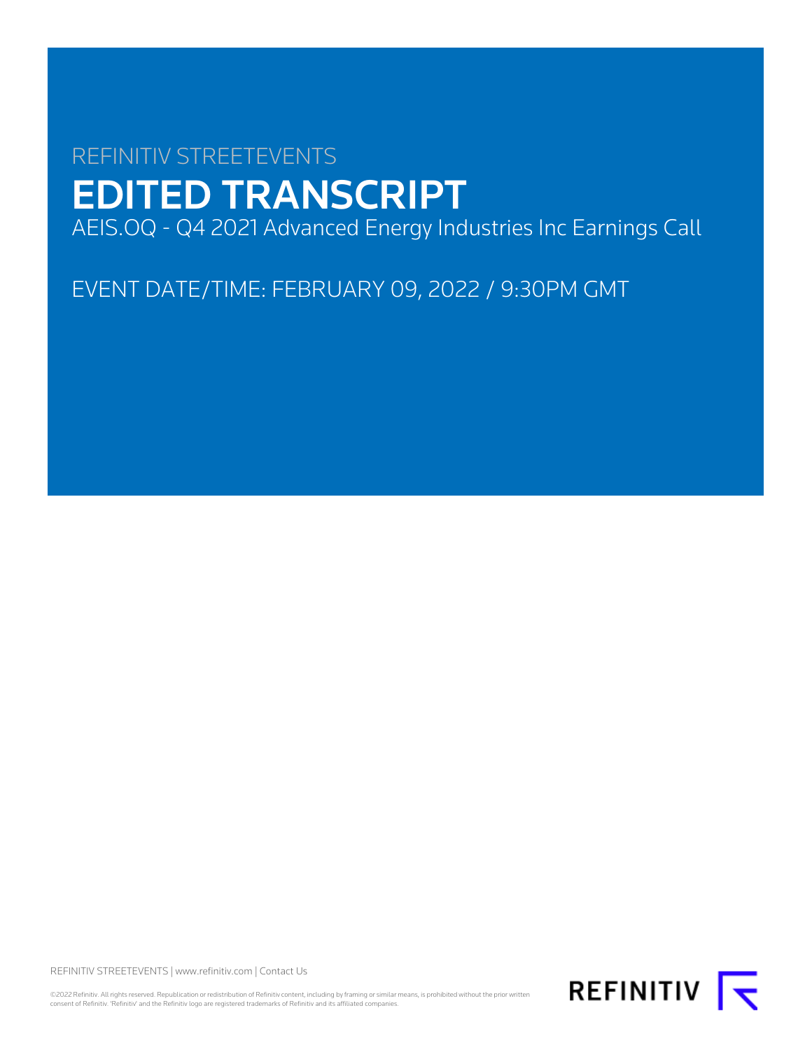REFINITIV STREETEVENTS

# EDITED TRANSCRIPT

AEIS.OQ - Q4 2021 Advanced Energy Industries Inc Earnings Call

EVENT DATE/TIME: FEBRUARY 09, 2022 / 9:30PM GMT

REFINITIV STREETEVENTS | www.refinitiv.com | Contact Us

©2022 Refinitiv. All rights reserved. Republication or redistribution of Refinitiv content, including by framing or similar means, is prohibited without the prior written consent of Refinitiv. 'Refinitiv' and the Refinitiv logo are registered trademarks of Refinitiv and its affiliated companies.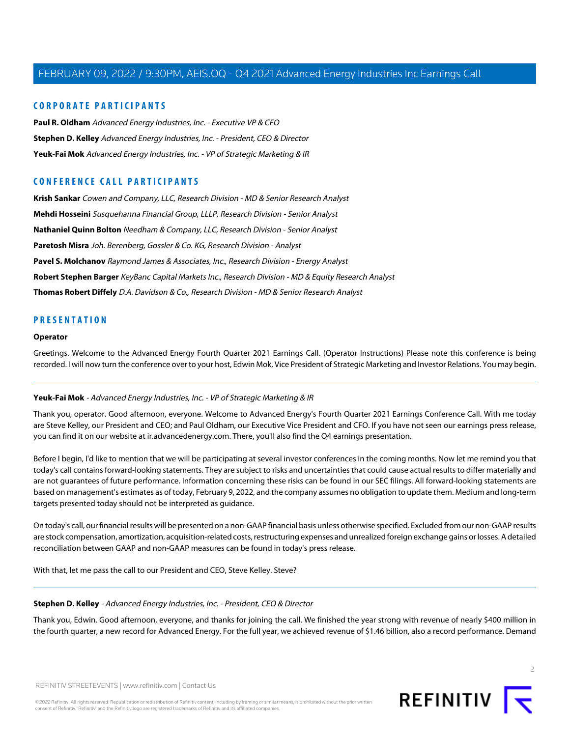## CORPORATE PARTICIPANTS

**Paul R. Oldham** *Advanced Energy Industries, Inc. - Executive VP & CFO*

**Stephen D. Kelley** *Advanced Energy Industries, Inc. - President, CEO & Director*

**Yeuk-Fai Mok** *Advanced Energy Industries, Inc. - VP of Strategic Marketing & IR*

## CONFERENCE CALL PARTICIPANTS

**Krish Sankar** *Cowen and Company, LLC, Research Division - MD & Senior Research Analyst*

**Mehdi Hosseini** *Susquehanna Financial Group, LLLP, Research Division - Senior Analyst*

**Nathaniel Quinn Bolton** *Needham & Company, LLC, Research Division - Senior Analyst*

**Paretosh Misra** *Joh. Berenberg, Gossler & Co. KG, Research Division - Analyst*

**Pavel S. Molchanov** *Raymond James & Associates, Inc., Research Division - Energy Analyst*

**Robert Stephen Barger** *KeyBanc Capital Markets Inc., Research Division - MD & Equity Research Analyst*

**Thomas Robert Diffely** *D.A. Davidson & Co., Research Division - MD & Senior Research Analyst*

## PRESENTATION

**Operator**

Greetings. Welcome to the Advanced Energy Fourth Quarter 2021 Earnings Call. (Operator Instructions) Please note this conference is being recorded. I will now turn the conference over to your host, Edwin Mok, Vice President of Strategic Marketing and Investor Relations. You may begin.

---

**Yeuk-Fai Mok** - *Advanced Energy Industries, Inc. - VP of Strategic Marketing & IR*

Thank you, operator. Good afternoon, everyone. Welcome to Advanced Energy's Fourth Quarter 2021 Earnings Conference Call. With me today are Steve Kelley, our President and CEO; and Paul Oldham, our Executive Vice President and CFO. If you have not seen our earnings press release, you can find it on our website at ir.advancedenergy.com. There, you'll also find the Q4 earnings presentation.

Before I begin, I'd like to mention that we will be participating at several investor conferences in the coming months. Now let me remind you that today's call contains forward-looking statements. They are subject to risks and uncertainties that could cause actual results to differ materially and are not guarantees of future performance. Information concerning these risks can be found in our SEC filings. All forward-looking statements are based on management's estimates as of today, February 9, 2022, and the company assumes no obligation to update them. Medium and long-term targets presented today should not be interpreted as guidance.

On today's call, our financial results will be presented on a non-GAAP financial basis unless otherwise specified. Excluded from our non-GAAP results are stock compensation, amortization, acquisition-related costs, restructuring expenses and unrealized foreign exchange gains or losses. A detailed reconciliation between GAAP and non-GAAP measures can be found in today's press release.

With that, let me pass the call to our President and CEO, Steve Kelley. Steve?

---

**Stephen D. Kelley** - *Advanced Energy Industries, Inc. - President, CEO & Director*

Thank you, Edwin. Good afternoon, everyone, and thanks for joining the call. We finished the year strong with revenue of nearly $400 million in the fourth quarter, a new record for Advanced Energy. For the full year, we achieved revenue of $1.46 billion, also a record performance. Demand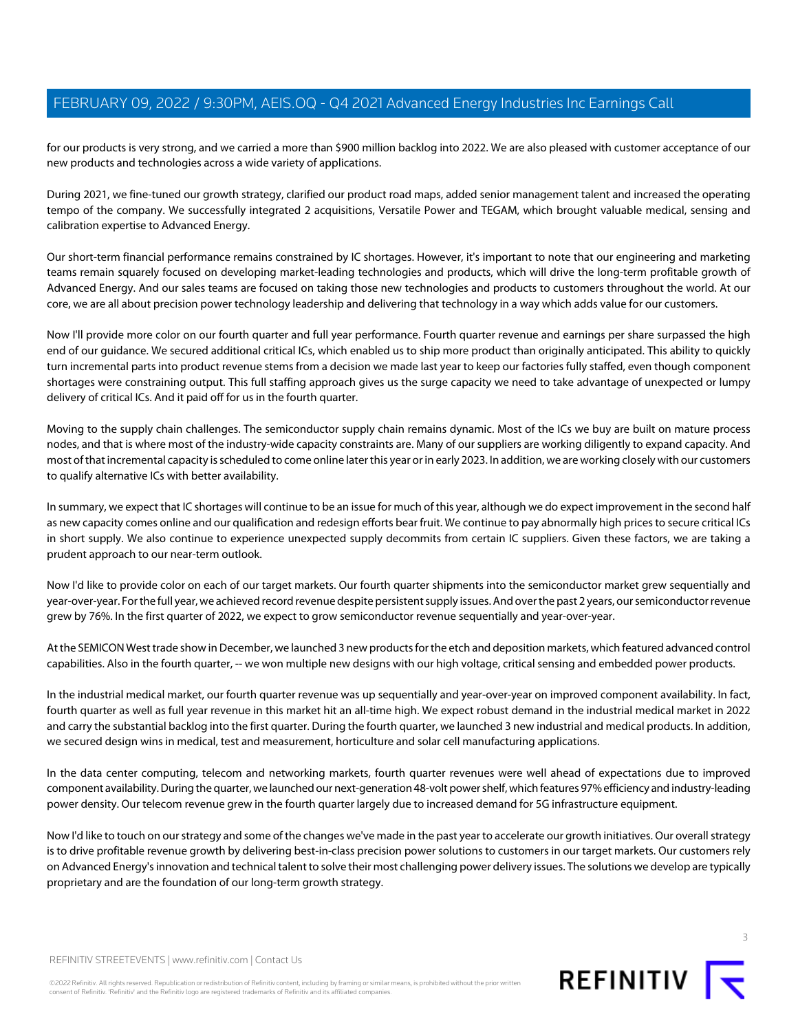for our products is very strong, and we carried a more than $900 million backlog into 2022. We are also pleased with customer acceptance of our new products and technologies across a wide variety of applications.

During 2021, we fine-tuned our growth strategy, clarified our product road maps, added senior management talent and increased the operating tempo of the company. We successfully integrated 2 acquisitions, Versatile Power and TEGAM, which brought valuable medical, sensing and calibration expertise to Advanced Energy.

Our short-term financial performance remains constrained by IC shortages. However, it's important to note that our engineering and marketing teams remain squarely focused on developing market-leading technologies and products, which will drive the long-term profitable growth of Advanced Energy. And our sales teams are focused on taking those new technologies and products to customers throughout the world. At our core, we are all about precision power technology leadership and delivering that technology in a way which adds value for our customers.

Now I'll provide more color on our fourth quarter and full year performance. Fourth quarter revenue and earnings per share surpassed the high end of our guidance. We secured additional critical ICs, which enabled us to ship more product than originally anticipated. This ability to quickly turn incremental parts into product revenue stems from a decision we made last year to keep our factories fully staffed, even though component shortages were constraining output. This full staffing approach gives us the surge capacity we need to take advantage of unexpected or lumpy delivery of critical ICs. And it paid off for us in the fourth quarter.

Moving to the supply chain challenges. The semiconductor supply chain remains dynamic. Most of the ICs we buy are built on mature process nodes, and that is where most of the industry-wide capacity constraints are. Many of our suppliers are working diligently to expand capacity. And most of that incremental capacity is scheduled to come online later this year or in early 2023. In addition, we are working closely with our customers to qualify alternative ICs with better availability.

In summary, we expect that IC shortages will continue to be an issue for much of this year, although we do expect improvement in the second half as new capacity comes online and our qualification and redesign efforts bear fruit. We continue to pay abnormally high prices to secure critical ICs in short supply. We also continue to experience unexpected supply decommits from certain IC suppliers. Given these factors, we are taking a prudent approach to our near-term outlook.

Now I'd like to provide color on each of our target markets. Our fourth quarter shipments into the semiconductor market grew sequentially and year-over-year. For the full year, we achieved record revenue despite persistent supply issues. And over the past 2 years, our semiconductor revenue grew by 76%. In the first quarter of 2022, we expect to grow semiconductor revenue sequentially and year-over-year.

At the SEMICON West trade show in December, we launched 3 new products for the etch and deposition markets, which featured advanced control capabilities. Also in the fourth quarter, -- we won multiple new designs with our high voltage, critical sensing and embedded power products.

In the industrial medical market, our fourth quarter revenue was up sequentially and year-over-year on improved component availability. In fact, fourth quarter as well as full year revenue in this market hit an all-time high. We expect robust demand in the industrial medical market in 2022 and carry the substantial backlog into the first quarter. During the fourth quarter, we launched 3 new industrial and medical products. In addition, we secured design wins in medical, test and measurement, horticulture and solar cell manufacturing applications.

In the data center computing, telecom and networking markets, fourth quarter revenues were well ahead of expectations due to improved component availability. During the quarter, we launched our next-generation 48-volt power shelf, which features 97% efficiency and industry-leading power density. Our telecom revenue grew in the fourth quarter largely due to increased demand for 5G infrastructure equipment.

Now I'd like to touch on our strategy and some of the changes we've made in the past year to accelerate our growth initiatives. Our overall strategy is to drive profitable revenue growth by delivering best-in-class precision power solutions to customers in our target markets. Our customers rely on Advanced Energy's innovation and technical talent to solve their most challenging power delivery issues. The solutions we develop are typically proprietary and are the foundation of our long-term growth strategy.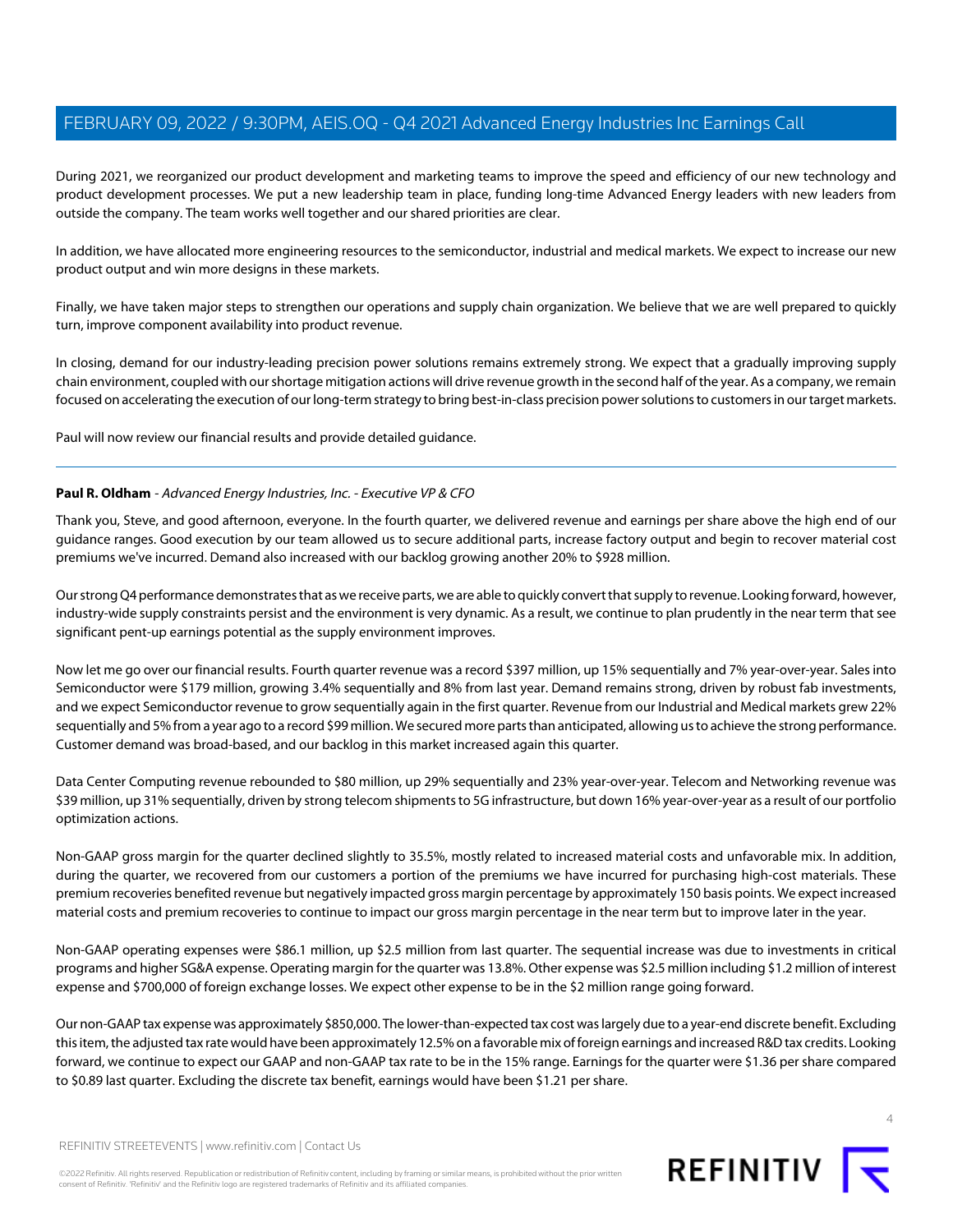During 2021, we reorganized our product development and marketing teams to improve the speed and efficiency of our new technology and product development processes. We put a new leadership team in place, funding long-time Advanced Energy leaders with new leaders from outside the company. The team works well together and our shared priorities are clear.

In addition, we have allocated more engineering resources to the semiconductor, industrial and medical markets. We expect to increase our new product output and win more designs in these markets.

Finally, we have taken major steps to strengthen our operations and supply chain organization. We believe that we are well prepared to quickly turn, improve component availability into product revenue.

In closing, demand for our industry-leading precision power solutions remains extremely strong. We expect that a gradually improving supply chain environment, coupled with our shortage mitigation actions will drive revenue growth in the second half of the year. As a company, we remain focused on accelerating the execution of our long-term strategy to bring best-in-class precision power solutions to customers in our target markets.

Paul will now review our financial results and provide detailed guidance.

---

**Paul R. Oldham** - *Advanced Energy Industries, Inc. - Executive VP & CFO*

Thank you, Steve, and good afternoon, everyone. In the fourth quarter, we delivered revenue and earnings per share above the high end of our guidance ranges. Good execution by our team allowed us to secure additional parts, increase factory output and begin to recover material cost premiums we've incurred. Demand also increased with our backlog growing another 20% to $928 million.

Our strong Q4 performance demonstrates that as we receive parts, we are able to quickly convert that supply to revenue. Looking forward, however, industry-wide supply constraints persist and the environment is very dynamic. As a result, we continue to plan prudently in the near term that see significant pent-up earnings potential as the supply environment improves.

Now let me go over our financial results. Fourth quarter revenue was a record $397 million, up 15% sequentially and 7% year-over-year. Sales into Semiconductor were $179 million, growing 3.4% sequentially and 8% from last year. Demand remains strong, driven by robust fab investments, and we expect Semiconductor revenue to grow sequentially again in the first quarter. Revenue from our Industrial and Medical markets grew 22% sequentially and 5% from a year ago to a record $99 million. We secured more parts than anticipated, allowing us to achieve the strong performance. Customer demand was broad-based, and our backlog in this market increased again this quarter.

Data Center Computing revenue rebounded to $80 million, up 29% sequentially and 23% year-over-year. Telecom and Networking revenue was $39 million, up 31% sequentially, driven by strong telecom shipments to 5G infrastructure, but down 16% year-over-year as a result of our portfolio optimization actions.

Non-GAAP gross margin for the quarter declined slightly to 35.5%, mostly related to increased material costs and unfavorable mix. In addition, during the quarter, we recovered from our customers a portion of the premiums we have incurred for purchasing high-cost materials. These premium recoveries benefited revenue but negatively impacted gross margin percentage by approximately 150 basis points. We expect increased material costs and premium recoveries to continue to impact our gross margin percentage in the near term but to improve later in the year.

Non-GAAP operating expenses were $86.1 million, up $2.5 million from last quarter. The sequential increase was due to investments in critical programs and higher SG&A expense. Operating margin for the quarter was 13.8%. Other expense was $2.5 million including $1.2 million of interest expense and $700,000 of foreign exchange losses. We expect other expense to be in the $2 million range going forward.

Our non-GAAP tax expense was approximately $850,000. The lower-than-expected tax cost was largely due to a year-end discrete benefit. Excluding this item, the adjusted tax rate would have been approximately 12.5% on a favorable mix of foreign earnings and increased R&D tax credits. Looking forward, we continue to expect our GAAP and non-GAAP tax rate to be in the 15% range. Earnings for the quarter were $1.36 per share compared to $0.89 last quarter. Excluding the discrete tax benefit, earnings would have been $1.21 per share.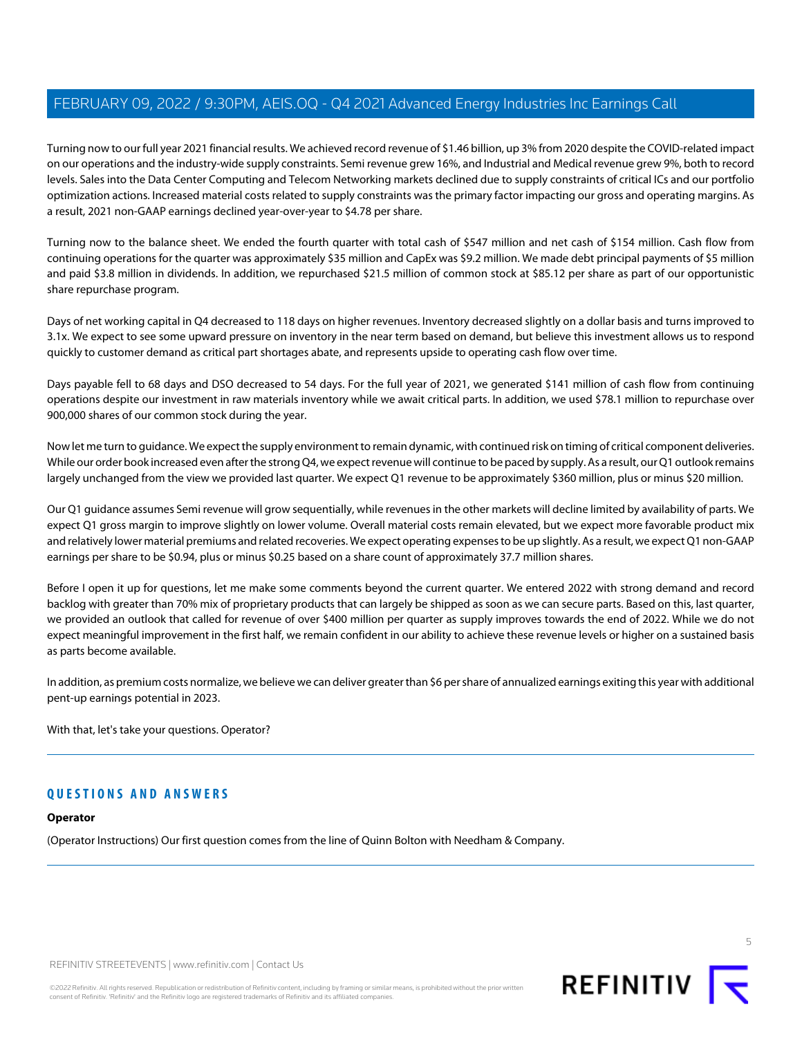Turning now to our full year 2021 financial results. We achieved record revenue of $1.46 billion, up 3% from 2020 despite the COVID-related impact on our operations and the industry-wide supply constraints. Semi revenue grew 16%, and Industrial and Medical revenue grew 9%, both to record levels. Sales into the Data Center Computing and Telecom Networking markets declined due to supply constraints of critical ICs and our portfolio optimization actions. Increased material costs related to supply constraints was the primary factor impacting our gross and operating margins. As a result, 2021 non-GAAP earnings declined year-over-year to $4.78 per share.

Turning now to the balance sheet. We ended the fourth quarter with total cash of $547 million and net cash of $154 million. Cash flow from continuing operations for the quarter was approximately $35 million and CapEx was $9.2 million. We made debt principal payments of $5 million and paid $3.8 million in dividends. In addition, we repurchased $21.5 million of common stock at $85.12 per share as part of our opportunistic share repurchase program.

Days of net working capital in Q4 decreased to 118 days on higher revenues. Inventory decreased slightly on a dollar basis and turns improved to 3.1x. We expect to see some upward pressure on inventory in the near term based on demand, but believe this investment allows us to respond quickly to customer demand as critical part shortages abate, and represents upside to operating cash flow over time.

Days payable fell to 68 days and DSO decreased to 54 days. For the full year of 2021, we generated $141 million of cash flow from continuing operations despite our investment in raw materials inventory while we await critical parts. In addition, we used $78.1 million to repurchase over 900,000 shares of our common stock during the year.

Now let me turn to guidance. We expect the supply environment to remain dynamic, with continued risk on timing of critical component deliveries. While our order book increased even after the strong Q4, we expect revenue will continue to be paced by supply. As a result, our Q1 outlook remains largely unchanged from the view we provided last quarter. We expect Q1 revenue to be approximately $360 million, plus or minus $20 million.

Our Q1 guidance assumes Semi revenue will grow sequentially, while revenues in the other markets will decline limited by availability of parts. We expect Q1 gross margin to improve slightly on lower volume. Overall material costs remain elevated, but we expect more favorable product mix and relatively lower material premiums and related recoveries. We expect operating expenses to be up slightly. As a result, we expect Q1 non-GAAP earnings per share to be $0.94, plus or minus $0.25 based on a share count of approximately 37.7 million shares.

Before I open it up for questions, let me make some comments beyond the current quarter. We entered 2022 with strong demand and record backlog with greater than 70% mix of proprietary products that can largely be shipped as soon as we can secure parts. Based on this, last quarter, we provided an outlook that called for revenue of over $400 million per quarter as supply improves towards the end of 2022. While we do not expect meaningful improvement in the first half, we remain confident in our ability to achieve these revenue levels or higher on a sustained basis as parts become available.

In addition, as premium costs normalize, we believe we can deliver greater than $6 per share of annualized earnings exiting this year with additional pent-up earnings potential in 2023.

With that, let's take your questions. Operator?

## QUESTIONS AND ANSWERS

**Operator**

(Operator Instructions) Our first question comes from the line of Quinn Bolton with Needham & Company.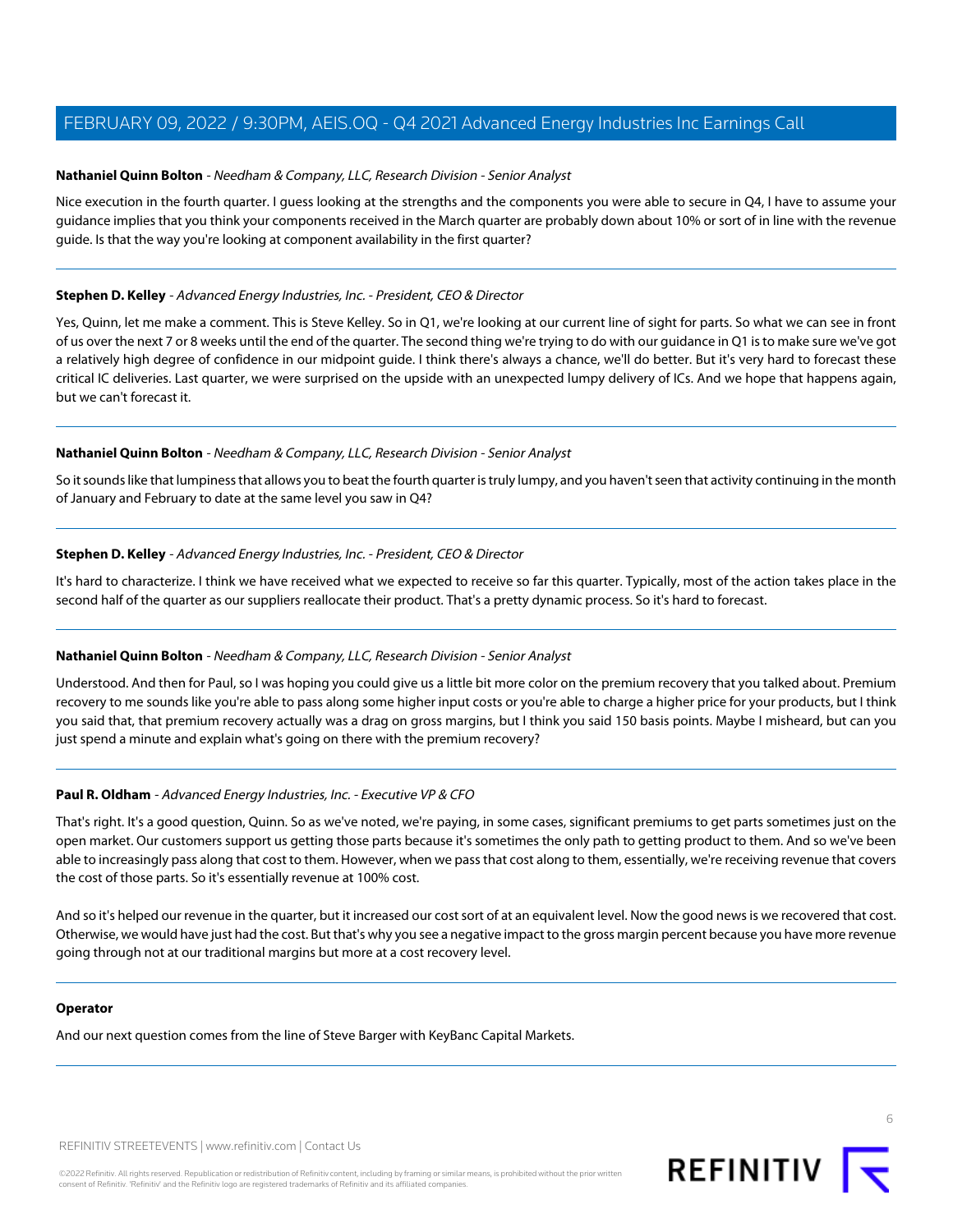**Nathaniel Quinn Bolton** - *Needham & Company, LLC, Research Division - Senior Analyst*

Nice execution in the fourth quarter. I guess looking at the strengths and the components you were able to secure in Q4, I have to assume your guidance implies that you think your components received in the March quarter are probably down about 10% or sort of in line with the revenue guide. Is that the way you're looking at component availability in the first quarter?

---

**Stephen D. Kelley** - *Advanced Energy Industries, Inc. - President, CEO & Director*

Yes, Quinn, let me make a comment. This is Steve Kelley. So in Q1, we're looking at our current line of sight for parts. So what we can see in front of us over the next 7 or 8 weeks until the end of the quarter. The second thing we're trying to do with our guidance in Q1 is to make sure we've got a relatively high degree of confidence in our midpoint guide. I think there's always a chance, we'll do better. But it's very hard to forecast these critical IC deliveries. Last quarter, we were surprised on the upside with an unexpected lumpy delivery of ICs. And we hope that happens again, but we can't forecast it.

---

**Nathaniel Quinn Bolton** - *Needham & Company, LLC, Research Division - Senior Analyst*

So it sounds like that lumpiness that allows you to beat the fourth quarter is truly lumpy, and you haven't seen that activity continuing in the month of January and February to date at the same level you saw in Q4?

---

**Stephen D. Kelley** - *Advanced Energy Industries, Inc. - President, CEO & Director*

It's hard to characterize. I think we have received what we expected to receive so far this quarter. Typically, most of the action takes place in the second half of the quarter as our suppliers reallocate their product. That's a pretty dynamic process. So it's hard to forecast.

---

**Nathaniel Quinn Bolton** - *Needham & Company, LLC, Research Division - Senior Analyst*

Understood. And then for Paul, so I was hoping you could give us a little bit more color on the premium recovery that you talked about. Premium recovery to me sounds like you're able to pass along some higher input costs or you're able to charge a higher price for your products, but I think you said that, that premium recovery actually was a drag on gross margins, but I think you said 150 basis points. Maybe I misheard, but can you just spend a minute and explain what's going on there with the premium recovery?

---

**Paul R. Oldham** - *Advanced Energy Industries, Inc. - Executive VP & CFO*

That's right. It's a good question, Quinn. So as we've noted, we're paying, in some cases, significant premiums to get parts sometimes just on the open market. Our customers support us getting those parts because it's sometimes the only path to getting product to them. And so we've been able to increasingly pass along that cost to them. However, when we pass that cost along to them, essentially, we're receiving revenue that covers the cost of those parts. So it's essentially revenue at 100% cost.

And so it's helped our revenue in the quarter, but it increased our cost sort of at an equivalent level. Now the good news is we recovered that cost. Otherwise, we would have just had the cost. But that's why you see a negative impact to the gross margin percent because you have more revenue going through not at our traditional margins but more at a cost recovery level.

---

**Operator**

And our next question comes from the line of Steve Barger with KeyBanc Capital Markets.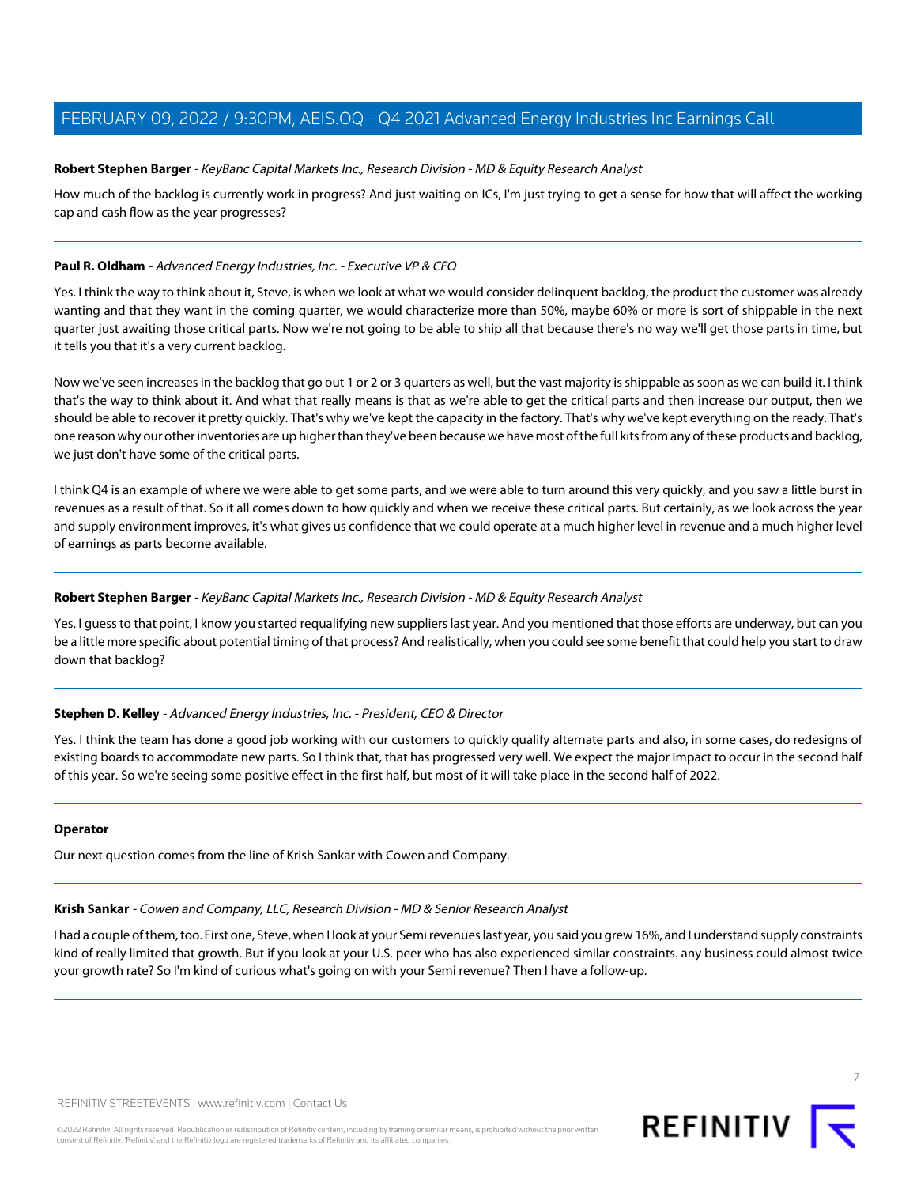**Robert Stephen Barger** - *KeyBanc Capital Markets Inc., Research Division - MD & Equity Research Analyst*

How much of the backlog is currently work in progress? And just waiting on ICs, I'm just trying to get a sense for how that will affect the working cap and cash flow as the year progresses?

---

**Paul R. Oldham** - *Advanced Energy Industries, Inc. - Executive VP & CFO*

Yes. I think the way to think about it, Steve, is when we look at what we would consider delinquent backlog, the product the customer was already wanting and that they want in the coming quarter, we would characterize more than 50%, maybe 60% or more is sort of shippable in the next quarter just awaiting those critical parts. Now we're not going to be able to ship all that because there's no way we'll get those parts in time, but it tells you that it's a very current backlog.

Now we've seen increases in the backlog that go out 1 or 2 or 3 quarters as well, but the vast majority is shippable as soon as we can build it. I think that's the way to think about it. And what that really means is that as we're able to get the critical parts and then increase our output, then we should be able to recover it pretty quickly. That's why we've kept the capacity in the factory. That's why we've kept everything on the ready. That's one reason why our other inventories are up higher than they've been because we have most of the full kits from any of these products and backlog, we just don't have some of the critical parts.

I think Q4 is an example of where we were able to get some parts, and we were able to turn around this very quickly, and you saw a little burst in revenues as a result of that. So it all comes down to how quickly and when we receive these critical parts. But certainly, as we look across the year and supply environment improves, it's what gives us confidence that we could operate at a much higher level in revenue and a much higher level of earnings as parts become available.

---

**Robert Stephen Barger** - *KeyBanc Capital Markets Inc., Research Division - MD & Equity Research Analyst*

Yes. I guess to that point, I know you started requalifying new suppliers last year. And you mentioned that those efforts are underway, but can you be a little more specific about potential timing of that process? And realistically, when you could see some benefit that could help you start to draw down that backlog?

---

**Stephen D. Kelley** - *Advanced Energy Industries, Inc. - President, CEO & Director*

Yes. I think the team has done a good job working with our customers to quickly qualify alternate parts and also, in some cases, do redesigns of existing boards to accommodate new parts. So I think that, that has progressed very well. We expect the major impact to occur in the second half of this year. So we're seeing some positive effect in the first half, but most of it will take place in the second half of 2022.

---

**Operator**

Our next question comes from the line of Krish Sankar with Cowen and Company.

---

**Krish Sankar** - *Cowen and Company, LLC, Research Division - MD & Senior Research Analyst*

I had a couple of them, too. First one, Steve, when I look at your Semi revenues last year, you said you grew 16%, and I understand supply constraints kind of really limited that growth. But if you look at your U.S. peer who has also experienced similar constraints. any business could almost twice your growth rate? So I'm kind of curious what's going on with your Semi revenue? Then I have a follow-up.

---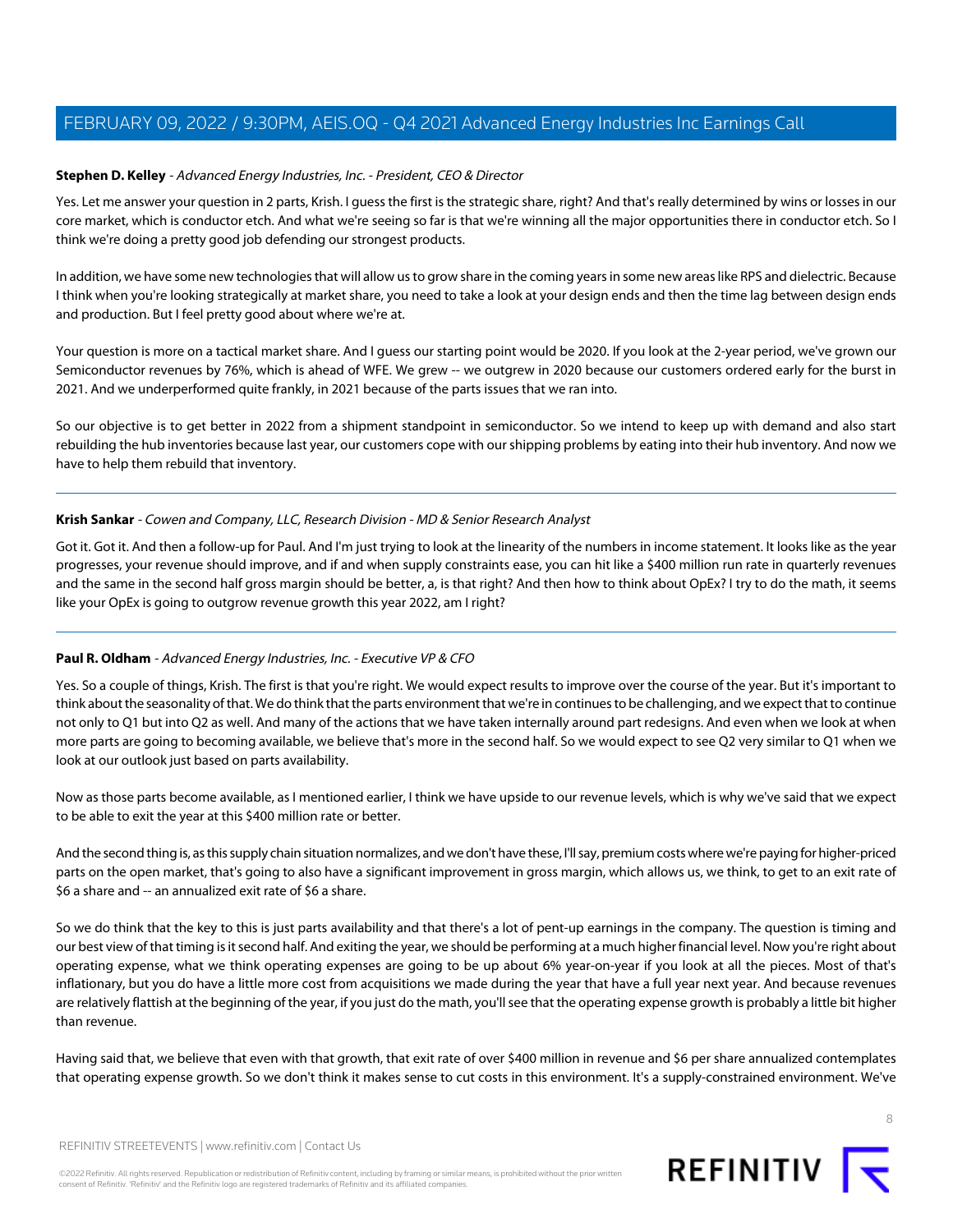**Stephen D. Kelley** - *Advanced Energy Industries, Inc. - President, CEO & Director*

Yes. Let me answer your question in 2 parts, Krish. I guess the first is the strategic share, right? And that's really determined by wins or losses in our core market, which is conductor etch. And what we're seeing so far is that we're winning all the major opportunities there in conductor etch. So I think we're doing a pretty good job defending our strongest products.

In addition, we have some new technologies that will allow us to grow share in the coming years in some new areas like RPS and dielectric. Because I think when you're looking strategically at market share, you need to take a look at your design ends and then the time lag between design ends and production. But I feel pretty good about where we're at.

Your question is more on a tactical market share. And I guess our starting point would be 2020. If you look at the 2-year period, we've grown our Semiconductor revenues by 76%, which is ahead of WFE. We grew -- we outgrew in 2020 because our customers ordered early for the burst in 2021. And we underperformed quite frankly, in 2021 because of the parts issues that we ran into.

So our objective is to get better in 2022 from a shipment standpoint in semiconductor. So we intend to keep up with demand and also start rebuilding the hub inventories because last year, our customers cope with our shipping problems by eating into their hub inventory. And now we have to help them rebuild that inventory.

---

**Krish Sankar** - *Cowen and Company, LLC, Research Division - MD & Senior Research Analyst*

Got it. Got it. And then a follow-up for Paul. And I'm just trying to look at the linearity of the numbers in income statement. It looks like as the year progresses, your revenue should improve, and if and when supply constraints ease, you can hit like a $400 million run rate in quarterly revenues and the same in the second half gross margin should be better, a, is that right? And then how to think about OpEx? I try to do the math, it seems like your OpEx is going to outgrow revenue growth this year 2022, am I right?

---

**Paul R. Oldham** - *Advanced Energy Industries, Inc. - Executive VP & CFO*

Yes. So a couple of things, Krish. The first is that you're right. We would expect results to improve over the course of the year. But it's important to think about the seasonality of that. We do think that the parts environment that we're in continues to be challenging, and we expect that to continue not only to Q1 but into Q2 as well. And many of the actions that we have taken internally around part redesigns. And even when we look at when more parts are going to becoming available, we believe that's more in the second half. So we would expect to see Q2 very similar to Q1 when we look at our outlook just based on parts availability.

Now as those parts become available, as I mentioned earlier, I think we have upside to our revenue levels, which is why we've said that we expect to be able to exit the year at this $400 million rate or better.

And the second thing is, as this supply chain situation normalizes, and we don't have these, I'll say, premium costs where we're paying for higher-priced parts on the open market, that's going to also have a significant improvement in gross margin, which allows us, we think, to get to an exit rate of $6 a share and -- an annualized exit rate of $6 a share.

So we do think that the key to this is just parts availability and that there's a lot of pent-up earnings in the company. The question is timing and our best view of that timing is it second half. And exiting the year, we should be performing at a much higher financial level. Now you're right about operating expense, what we think operating expenses are going to be up about 6% year-on-year if you look at all the pieces. Most of that's inflationary, but you do have a little more cost from acquisitions we made during the year that have a full year next year. And because revenues are relatively flattish at the beginning of the year, if you just do the math, you'll see that the operating expense growth is probably a little bit higher than revenue.

Having said that, we believe that even with that growth, that exit rate of over $400 million in revenue and $6 per share annualized contemplates that operating expense growth. So we don't think it makes sense to cut costs in this environment. It's a supply-constrained environment. We've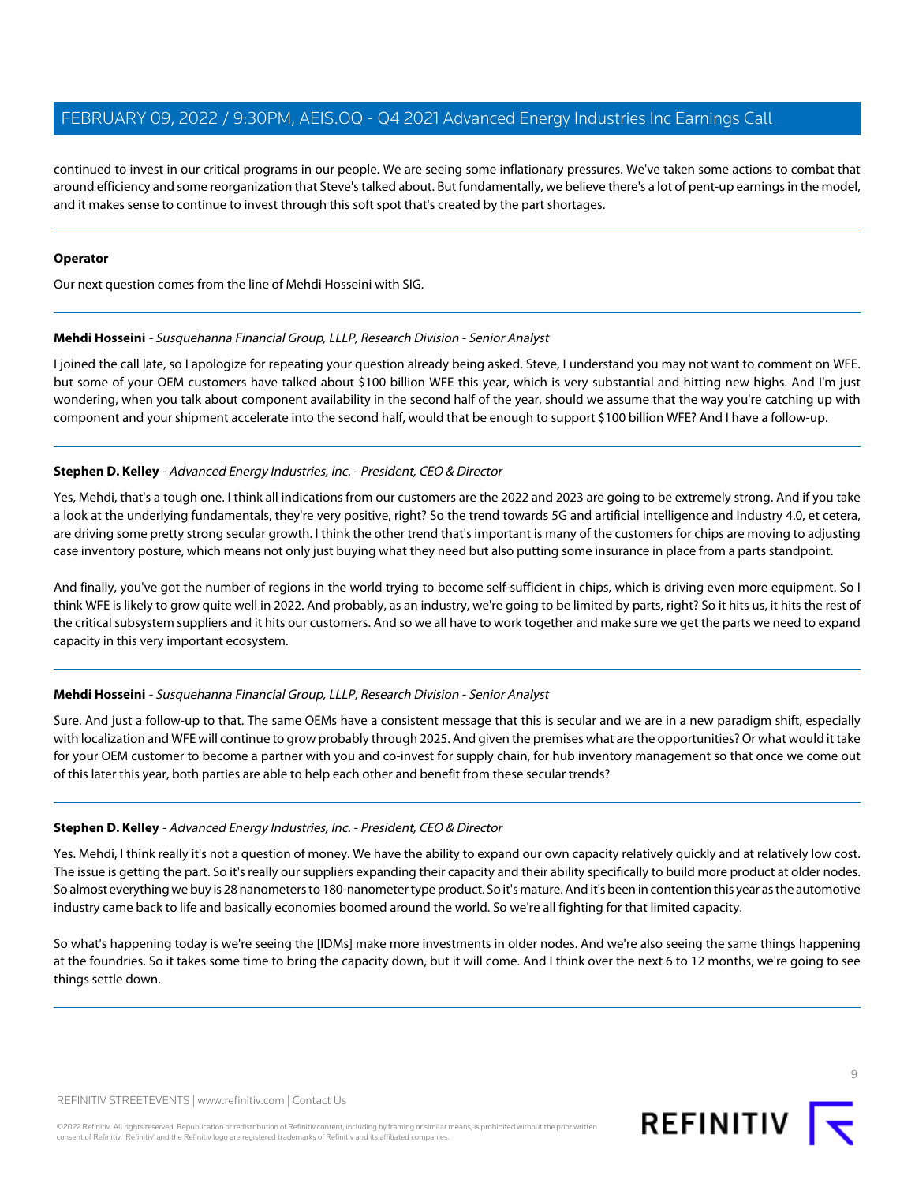continued to invest in our critical programs in our people. We are seeing some inflationary pressures. We've taken some actions to combat that around efficiency and some reorganization that Steve's talked about. But fundamentally, we believe there's a lot of pent-up earnings in the model, and it makes sense to continue to invest through this soft spot that's created by the part shortages.

---

**Operator**

Our next question comes from the line of Mehdi Hosseini with SIG.

---

**Mehdi Hosseini** - *Susquehanna Financial Group, LLLP, Research Division - Senior Analyst*

I joined the call late, so I apologize for repeating your question already being asked. Steve, I understand you may not want to comment on WFE. but some of your OEM customers have talked about $100 billion WFE this year, which is very substantial and hitting new highs. And I'm just wondering, when you talk about component availability in the second half of the year, should we assume that the way you're catching up with component and your shipment accelerate into the second half, would that be enough to support $100 billion WFE? And I have a follow-up.

---

**Stephen D. Kelley** - *Advanced Energy Industries, Inc. - President, CEO & Director*

Yes, Mehdi, that's a tough one. I think all indications from our customers are the 2022 and 2023 are going to be extremely strong. And if you take a look at the underlying fundamentals, they're very positive, right? So the trend towards 5G and artificial intelligence and Industry 4.0, et cetera, are driving some pretty strong secular growth. I think the other trend that's important is many of the customers for chips are moving to adjusting case inventory posture, which means not only just buying what they need but also putting some insurance in place from a parts standpoint.

And finally, you've got the number of regions in the world trying to become self-sufficient in chips, which is driving even more equipment. So I think WFE is likely to grow quite well in 2022. And probably, as an industry, we're going to be limited by parts, right? So it hits us, it hits the rest of the critical subsystem suppliers and it hits our customers. And so we all have to work together and make sure we get the parts we need to expand capacity in this very important ecosystem.

---

**Mehdi Hosseini** - *Susquehanna Financial Group, LLLP, Research Division - Senior Analyst*

Sure. And just a follow-up to that. The same OEMs have a consistent message that this is secular and we are in a new paradigm shift, especially with localization and WFE will continue to grow probably through 2025. And given the premises what are the opportunities? Or what would it take for your OEM customer to become a partner with you and co-invest for supply chain, for hub inventory management so that once we come out of this later this year, both parties are able to help each other and benefit from these secular trends?

---

**Stephen D. Kelley** - *Advanced Energy Industries, Inc. - President, CEO & Director*

Yes. Mehdi, I think really it's not a question of money. We have the ability to expand our own capacity relatively quickly and at relatively low cost. The issue is getting the part. So it's really our suppliers expanding their capacity and their ability specifically to build more product at older nodes. So almost everything we buy is 28 nanometers to 180-nanometer type product. So it's mature. And it's been in contention this year as the automotive industry came back to life and basically economies boomed around the world. So we're all fighting for that limited capacity.

So what's happening today is we're seeing the [IDMs] make more investments in older nodes. And we're also seeing the same things happening at the foundries. So it takes some time to bring the capacity down, but it will come. And I think over the next 6 to 12 months, we're going to see things settle down.

---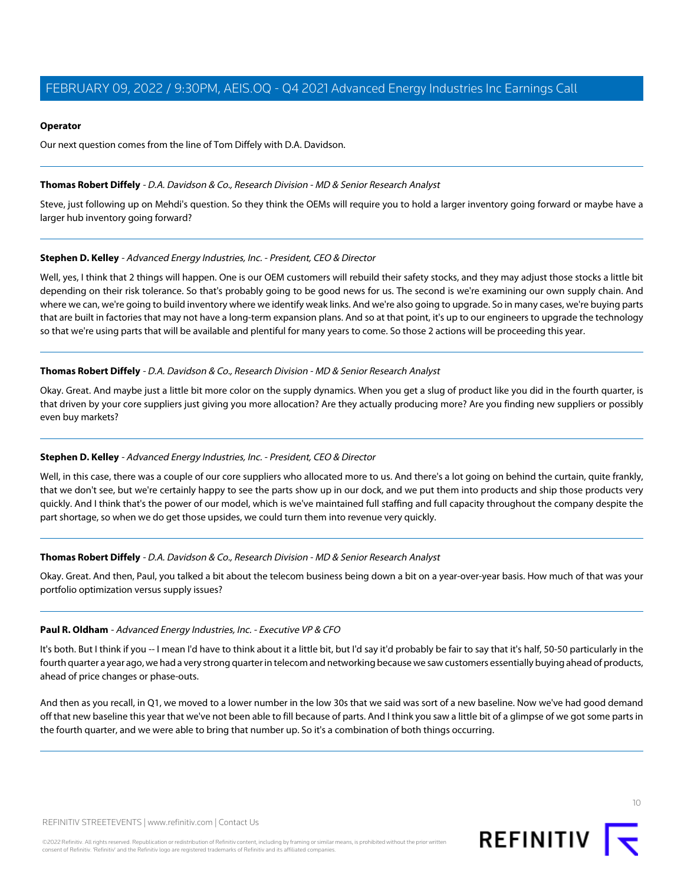**Operator**

Our next question comes from the line of Tom Diffely with D.A. Davidson.

**Thomas Robert Diffely** - *D.A. Davidson & Co., Research Division - MD & Senior Research Analyst*

Steve, just following up on Mehdi's question. So they think the OEMs will require you to hold a larger inventory going forward or maybe have a larger hub inventory going forward?

**Stephen D. Kelley** - *Advanced Energy Industries, Inc. - President, CEO & Director*

Well, yes, I think that 2 things will happen. One is our OEM customers will rebuild their safety stocks, and they may adjust those stocks a little bit depending on their risk tolerance. So that's probably going to be good news for us. The second is we're examining our own supply chain. And where we can, we're going to build inventory where we identify weak links. And we're also going to upgrade. So in many cases, we're buying parts that are built in factories that may not have a long-term expansion plans. And so at that point, it's up to our engineers to upgrade the technology so that we're using parts that will be available and plentiful for many years to come. So those 2 actions will be proceeding this year.

**Thomas Robert Diffely** - *D.A. Davidson & Co., Research Division - MD & Senior Research Analyst*

Okay. Great. And maybe just a little bit more color on the supply dynamics. When you get a slug of product like you did in the fourth quarter, is that driven by your core suppliers just giving you more allocation? Are they actually producing more? Are you finding new suppliers or possibly even buy markets?

**Stephen D. Kelley** - *Advanced Energy Industries, Inc. - President, CEO & Director*

Well, in this case, there was a couple of our core suppliers who allocated more to us. And there's a lot going on behind the curtain, quite frankly, that we don't see, but we're certainly happy to see the parts show up in our dock, and we put them into products and ship those products very quickly. And I think that's the power of our model, which is we've maintained full staffing and full capacity throughout the company despite the part shortage, so when we do get those upsides, we could turn them into revenue very quickly.

**Thomas Robert Diffely** - *D.A. Davidson & Co., Research Division - MD & Senior Research Analyst*

Okay. Great. And then, Paul, you talked a bit about the telecom business being down a bit on a year-over-year basis. How much of that was your portfolio optimization versus supply issues?

**Paul R. Oldham** - *Advanced Energy Industries, Inc. - Executive VP & CFO*

It's both. But I think if you -- I mean I'd have to think about it a little bit, but I'd say it'd probably be fair to say that it's half, 50-50 particularly in the fourth quarter a year ago, we had a very strong quarter in telecom and networking because we saw customers essentially buying ahead of products, ahead of price changes or phase-outs.

And then as you recall, in Q1, we moved to a lower number in the low 30s that we said was sort of a new baseline. Now we've had good demand off that new baseline this year that we've not been able to fill because of parts. And I think you saw a little bit of a glimpse of we got some parts in the fourth quarter, and we were able to bring that number up. So it's a combination of both things occurring.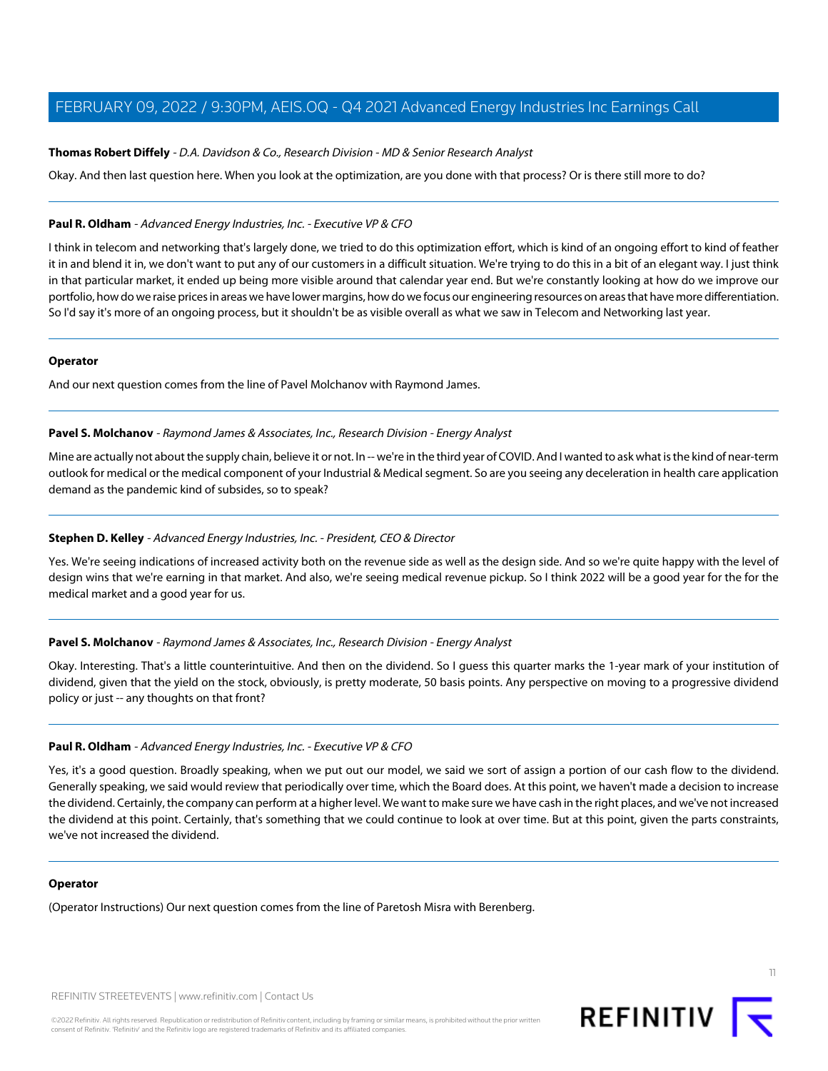**Thomas Robert Diffely** - *D.A. Davidson & Co., Research Division - MD & Senior Research Analyst*

Okay. And then last question here. When you look at the optimization, are you done with that process? Or is there still more to do?

---

**Paul R. Oldham** - *Advanced Energy Industries, Inc. - Executive VP & CFO*

I think in telecom and networking that's largely done, we tried to do this optimization effort, which is kind of an ongoing effort to kind of feather it in and blend it in, we don't want to put any of our customers in a difficult situation. We're trying to do this in a bit of an elegant way. I just think in that particular market, it ended up being more visible around that calendar year end. But we're constantly looking at how do we improve our portfolio, how do we raise prices in areas we have lower margins, how do we focus our engineering resources on areas that have more differentiation. So I'd say it's more of an ongoing process, but it shouldn't be as visible overall as what we saw in Telecom and Networking last year.

---

**Operator**

And our next question comes from the line of Pavel Molchanov with Raymond James.

---

**Pavel S. Molchanov** - *Raymond James & Associates, Inc., Research Division - Energy Analyst*

Mine are actually not about the supply chain, believe it or not. In -- we're in the third year of COVID. And I wanted to ask what is the kind of near-term outlook for medical or the medical component of your Industrial & Medical segment. So are you seeing any deceleration in health care application demand as the pandemic kind of subsides, so to speak?

---

**Stephen D. Kelley** - *Advanced Energy Industries, Inc. - President, CEO & Director*

Yes. We're seeing indications of increased activity both on the revenue side as well as the design side. And so we're quite happy with the level of design wins that we're earning in that market. And also, we're seeing medical revenue pickup. So I think 2022 will be a good year for the for the medical market and a good year for us.

---

**Pavel S. Molchanov** - *Raymond James & Associates, Inc., Research Division - Energy Analyst*

Okay. Interesting. That's a little counterintuitive. And then on the dividend. So I guess this quarter marks the 1-year mark of your institution of dividend, given that the yield on the stock, obviously, is pretty moderate, 50 basis points. Any perspective on moving to a progressive dividend policy or just -- any thoughts on that front?

---

**Paul R. Oldham** - *Advanced Energy Industries, Inc. - Executive VP & CFO*

Yes, it's a good question. Broadly speaking, when we put out our model, we said we sort of assign a portion of our cash flow to the dividend. Generally speaking, we said would review that periodically over time, which the Board does. At this point, we haven't made a decision to increase the dividend. Certainly, the company can perform at a higher level. We want to make sure we have cash in the right places, and we've not increased the dividend at this point. Certainly, that's something that we could continue to look at over time. But at this point, given the parts constraints, we've not increased the dividend.

---

**Operator**

(Operator Instructions) Our next question comes from the line of Paretosh Misra with Berenberg.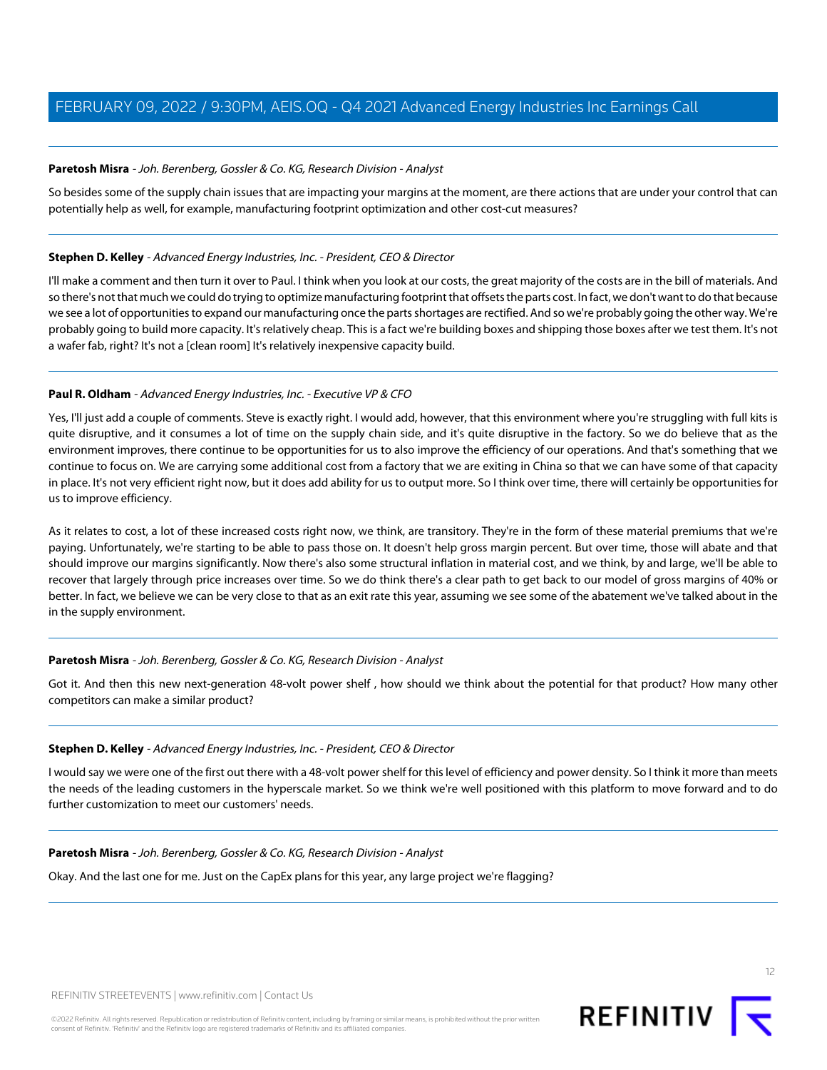**Paretosh Misra** - *Joh. Berenberg, Gossler & Co. KG, Research Division - Analyst*

So besides some of the supply chain issues that are impacting your margins at the moment, are there actions that are under your control that can potentially help as well, for example, manufacturing footprint optimization and other cost-cut measures?

---

**Stephen D. Kelley** - *Advanced Energy Industries, Inc. - President, CEO & Director*

I'll make a comment and then turn it over to Paul. I think when you look at our costs, the great majority of the costs are in the bill of materials. And so there's not that much we could do trying to optimize manufacturing footprint that offsets the parts cost. In fact, we don't want to do that because we see a lot of opportunities to expand our manufacturing once the parts shortages are rectified. And so we're probably going the other way. We're probably going to build more capacity. It's relatively cheap. This is a fact we're building boxes and shipping those boxes after we test them. It's not a wafer fab, right? It's not a [clean room] It's relatively inexpensive capacity build.

---

**Paul R. Oldham** - *Advanced Energy Industries, Inc. - Executive VP & CFO*

Yes, I'll just add a couple of comments. Steve is exactly right. I would add, however, that this environment where you're struggling with full kits is quite disruptive, and it consumes a lot of time on the supply chain side, and it's quite disruptive in the factory. So we do believe that as the environment improves, there continue to be opportunities for us to also improve the efficiency of our operations. And that's something that we continue to focus on. We are carrying some additional cost from a factory that we are exiting in China so that we can have some of that capacity in place. It's not very efficient right now, but it does add ability for us to output more. So I think over time, there will certainly be opportunities for us to improve efficiency.

As it relates to cost, a lot of these increased costs right now, we think, are transitory. They're in the form of these material premiums that we're paying. Unfortunately, we're starting to be able to pass those on. It doesn't help gross margin percent. But over time, those will abate and that should improve our margins significantly. Now there's also some structural inflation in material cost, and we think, by and large, we'll be able to recover that largely through price increases over time. So we do think there's a clear path to get back to our model of gross margins of 40% or better. In fact, we believe we can be very close to that as an exit rate this year, assuming we see some of the abatement we've talked about in the in the supply environment.

---

**Paretosh Misra** - *Joh. Berenberg, Gossler & Co. KG, Research Division - Analyst*

Got it. And then this new next-generation 48-volt power shelf , how should we think about the potential for that product? How many other competitors can make a similar product?

---

**Stephen D. Kelley** - *Advanced Energy Industries, Inc. - President, CEO & Director*

I would say we were one of the first out there with a 48-volt power shelf for this level of efficiency and power density. So I think it more than meets the needs of the leading customers in the hyperscale market. So we think we're well positioned with this platform to move forward and to do further customization to meet our customers' needs.

---

**Paretosh Misra** - *Joh. Berenberg, Gossler & Co. KG, Research Division - Analyst*

Okay. And the last one for me. Just on the CapEx plans for this year, any large project we're flagging?

---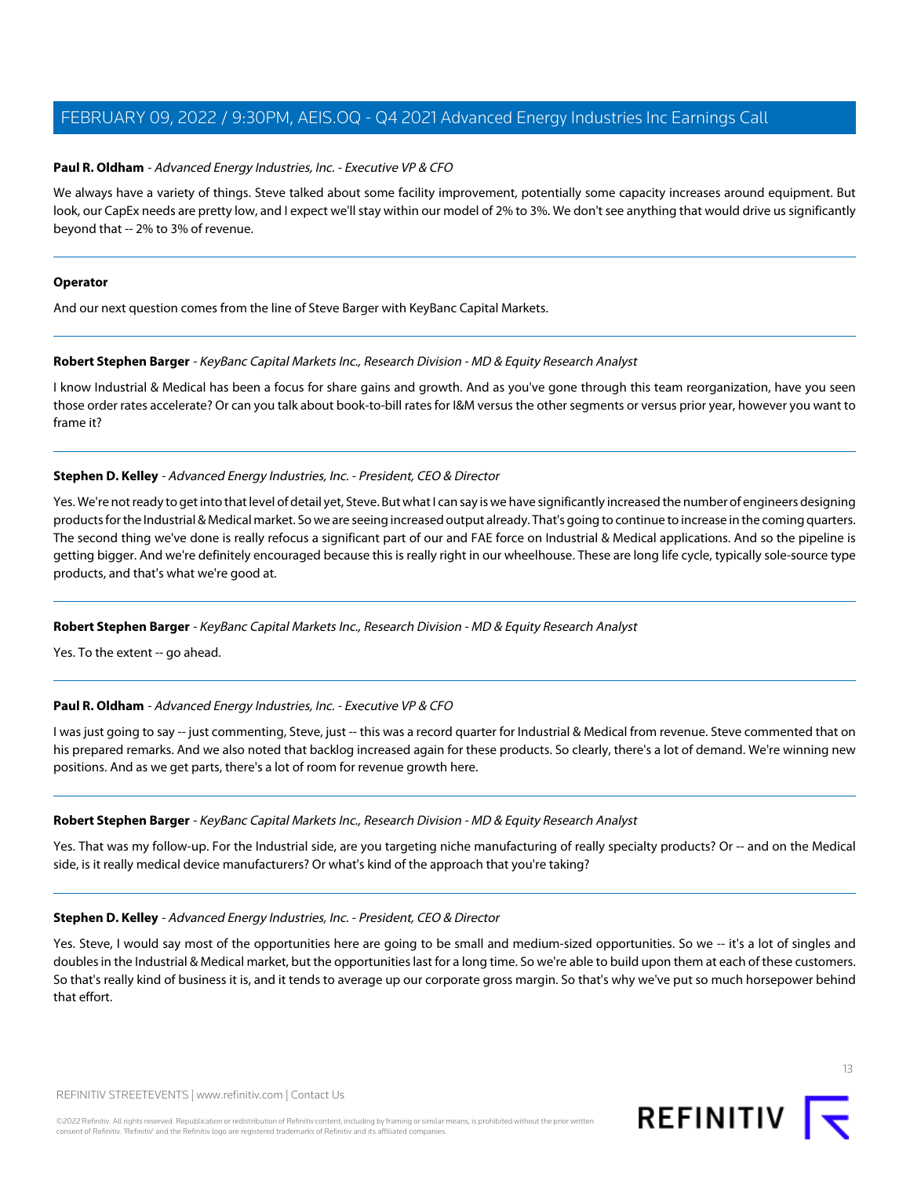**Paul R. Oldham** - *Advanced Energy Industries, Inc. - Executive VP & CFO*

We always have a variety of things. Steve talked about some facility improvement, potentially some capacity increases around equipment. But look, our CapEx needs are pretty low, and I expect we'll stay within our model of 2% to 3%. We don't see anything that would drive us significantly beyond that -- 2% to 3% of revenue.

---

**Operator**

And our next question comes from the line of Steve Barger with KeyBanc Capital Markets.

---

**Robert Stephen Barger** - *KeyBanc Capital Markets Inc., Research Division - MD & Equity Research Analyst*

I know Industrial & Medical has been a focus for share gains and growth. And as you've gone through this team reorganization, have you seen those order rates accelerate? Or can you talk about book-to-bill rates for I&M versus the other segments or versus prior year, however you want to frame it?

---

**Stephen D. Kelley** - *Advanced Energy Industries, Inc. - President, CEO & Director*

Yes. We're not ready to get into that level of detail yet, Steve. But what I can say is we have significantly increased the number of engineers designing products for the Industrial & Medical market. So we are seeing increased output already. That's going to continue to increase in the coming quarters. The second thing we've done is really refocus a significant part of our and FAE force on Industrial & Medical applications. And so the pipeline is getting bigger. And we're definitely encouraged because this is really right in our wheelhouse. These are long life cycle, typically sole-source type products, and that's what we're good at.

---

**Robert Stephen Barger** - *KeyBanc Capital Markets Inc., Research Division - MD & Equity Research Analyst*

Yes. To the extent -- go ahead.

---

**Paul R. Oldham** - *Advanced Energy Industries, Inc. - Executive VP & CFO*

I was just going to say -- just commenting, Steve, just -- this was a record quarter for Industrial & Medical from revenue. Steve commented that on his prepared remarks. And we also noted that backlog increased again for these products. So clearly, there's a lot of demand. We're winning new positions. And as we get parts, there's a lot of room for revenue growth here.

---

**Robert Stephen Barger** - *KeyBanc Capital Markets Inc., Research Division - MD & Equity Research Analyst*

Yes. That was my follow-up. For the Industrial side, are you targeting niche manufacturing of really specialty products? Or -- and on the Medical side, is it really medical device manufacturers? Or what's kind of the approach that you're taking?

---

**Stephen D. Kelley** - *Advanced Energy Industries, Inc. - President, CEO & Director*

Yes. Steve, I would say most of the opportunities here are going to be small and medium-sized opportunities. So we -- it's a lot of singles and doubles in the Industrial & Medical market, but the opportunities last for a long time. So we're able to build upon them at each of these customers. So that's really kind of business it is, and it tends to average up our corporate gross margin. So that's why we've put so much horsepower behind that effort.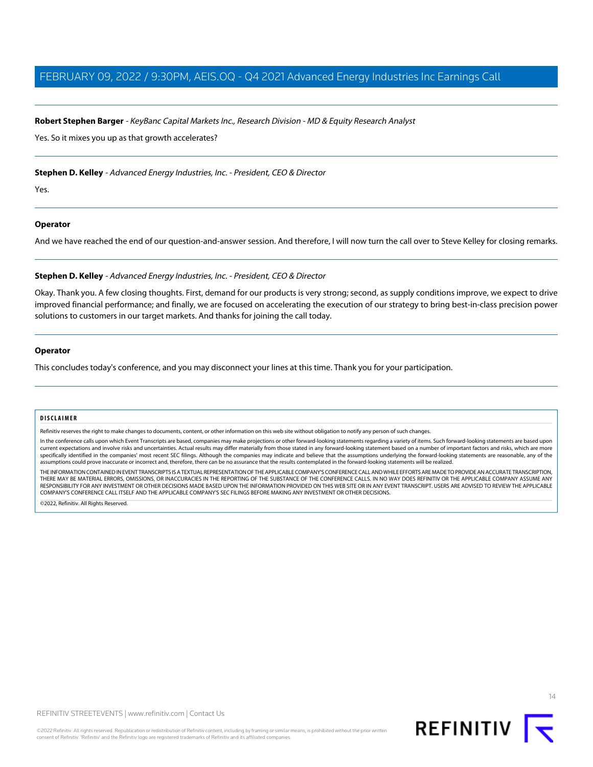**Robert Stephen Barger** - *KeyBanc Capital Markets Inc., Research Division - MD & Equity Research Analyst*

Yes. So it mixes you up as that growth accelerates?

---

**Stephen D. Kelley** - *Advanced Energy Industries, Inc. - President, CEO & Director*

Yes.

---

**Operator**

And we have reached the end of our question-and-answer session. And therefore, I will now turn the call over to Steve Kelley for closing remarks.

---

**Stephen D. Kelley** - *Advanced Energy Industries, Inc. - President, CEO & Director*

Okay. Thank you. A few closing thoughts. First, demand for our products is very strong; second, as supply conditions improve, we expect to drive improved financial performance; and finally, we are focused on accelerating the execution of our strategy to bring best-in-class precision power solutions to customers in our target markets. And thanks for joining the call today.

---

**Operator**

This concludes today's conference, and you may disconnect your lines at this time. Thank you for your participation.

---

**DISCLAIMER**

Refinitiv reserves the right to make changes to documents, content, or other information on this web site without obligation to notify any person of such changes.

In the conference calls upon which Event Transcripts are based, companies may make projections or other forward-looking statements regarding a variety of items. Such forward-looking statements are based upon current expectations and involve risks and uncertainties. Actual results may differ materially from those stated in any forward-looking statement based on a number of important factors and risks, which are more specifically identified in the companies' most recent SEC filings. Although the companies may indicate and believe that the assumptions underlying the forward-looking statements are reasonable, any of the assumptions could prove inaccurate or incorrect and, therefore, there can be no assurance that the results contemplated in the forward-looking statements will be realized.

THE INFORMATION CONTAINED IN EVENT TRANSCRIPTS IS A TEXTUAL REPRESENTATION OF THE APPLICABLE COMPANY'S CONFERENCE CALL AND WHILE EFFORTS ARE MADE TO PROVIDE AN ACCURATE TRANSCRIPTION, THERE MAY BE MATERIAL ERRORS, OMISSIONS, OR INACCURACIES IN THE REPORTING OF THE SUBSTANCE OF THE CONFERENCE CALLS. IN NO WAY DOES REFINITIV OR THE APPLICABLE COMPANY ASSUME ANY RESPONSIBILITY FOR ANY INVESTMENT OR OTHER DECISIONS MADE BASED UPON THE INFORMATION PROVIDED ON THIS WEB SITE OR IN ANY EVENT TRANSCRIPT. USERS ARE ADVISED TO REVIEW THE APPLICABLE COMPANY'S CONFERENCE CALL ITSELF AND THE APPLICABLE COMPANY'S SEC FILINGS BEFORE MAKING ANY INVESTMENT OR OTHER DECISIONS.

©2022, Refinitiv. All Rights Reserved.